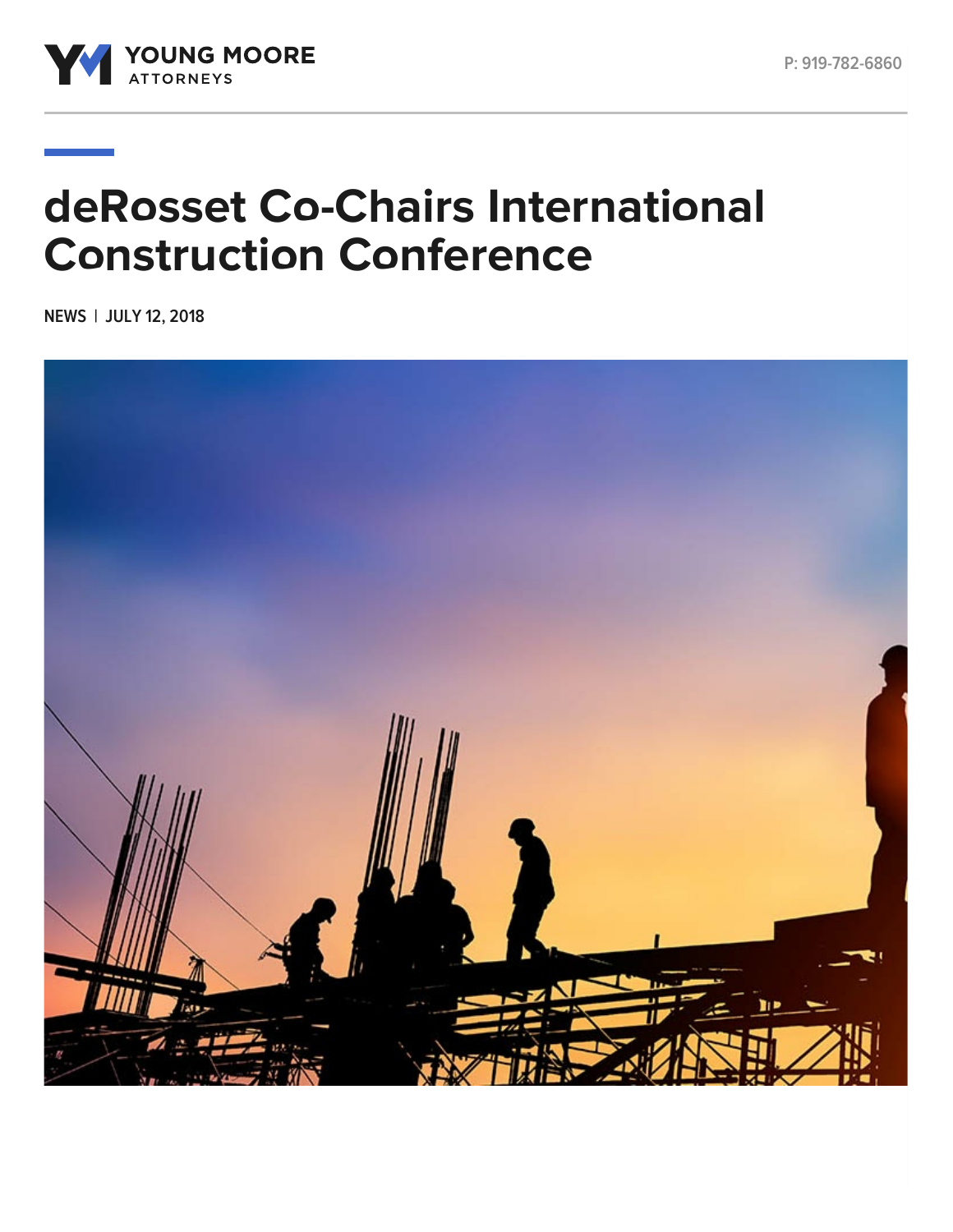YOUNG MOORE ATTORNEYS

P: 919-782-6860

# deRosset Co-Chairs International Construction Conference

NEWS | JULY 12, 2018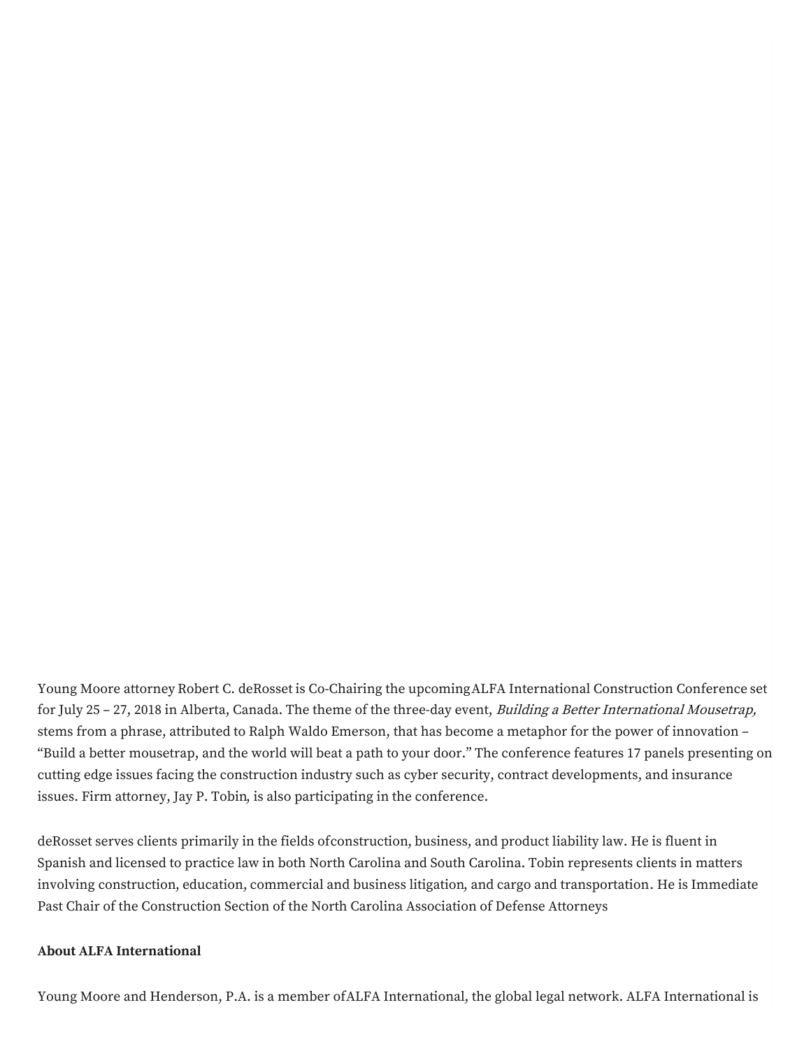Young Moore attorney Robert C. deRosset is Co-Chairing the upcoming ALFA International Construction Conference set for July 25 – 27, 2018 in Alberta, Canada. The theme of the three-day event, *Building a Better International Mousetrap,* stems from a phrase, attributed to Ralph Waldo Emerson, that has become a metaphor for the power of innovation – "Build a better mousetrap, and the world will beat a path to your door." The conference features 17 panels presenting on cutting edge issues facing the construction industry such as cyber security, contract developments, and insurance issues. Firm attorney, Jay P. Tobin, is also participating in the conference.

deRosset serves clients primarily in the fields ofconstruction, business, and product liability law. He is fluent in Spanish and licensed to practice law in both North Carolina and South Carolina. Tobin represents clients in matters involving construction, education, commercial and business litigation, and cargo and transportation. He is Immediate Past Chair of the Construction Section of the North Carolina Association of Defense Attorneys

**About ALFA International**

Young Moore and Henderson, P.A. is a member ofALFA International, the global legal network. ALFA International is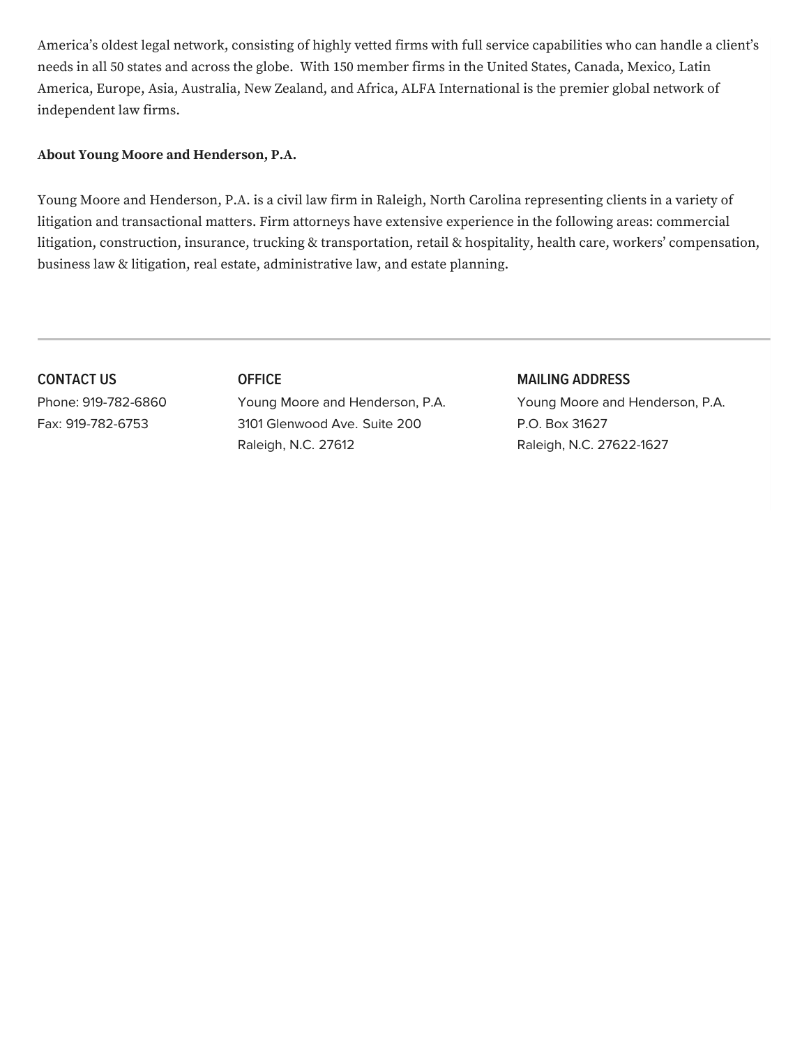America's oldest legal network, consisting of highly vetted firms with full service capabilities who can handle a client's needs in all 50 states and across the globe. With 150 member firms in the United States, Canada, Mexico, Latin America, Europe, Asia, Australia, New Zealand, and Africa, ALFA International is the premier global network of independent law firms.

**About Young Moore and Henderson, P.A.**

Young Moore and Henderson, P.A. is a civil law firm in Raleigh, North Carolina representing clients in a variety of litigation and transactional matters. Firm attorneys have extensive experience in the following areas: commercial litigation, construction, insurance, trucking & transportation, retail & hospitality, health care, workers' compensation, business law & litigation, real estate, administrative law, and estate planning.

---

**CONTACT US**

Phone: 919-782-6860
Fax: 919-782-6753

**OFFICE**

Young Moore and Henderson, P.A.
3101 Glenwood Ave. Suite 200
Raleigh, N.C. 27612

**MAILING ADDRESS**

Young Moore and Henderson, P.A.
P.O. Box 31627
Raleigh, N.C. 27622-1627